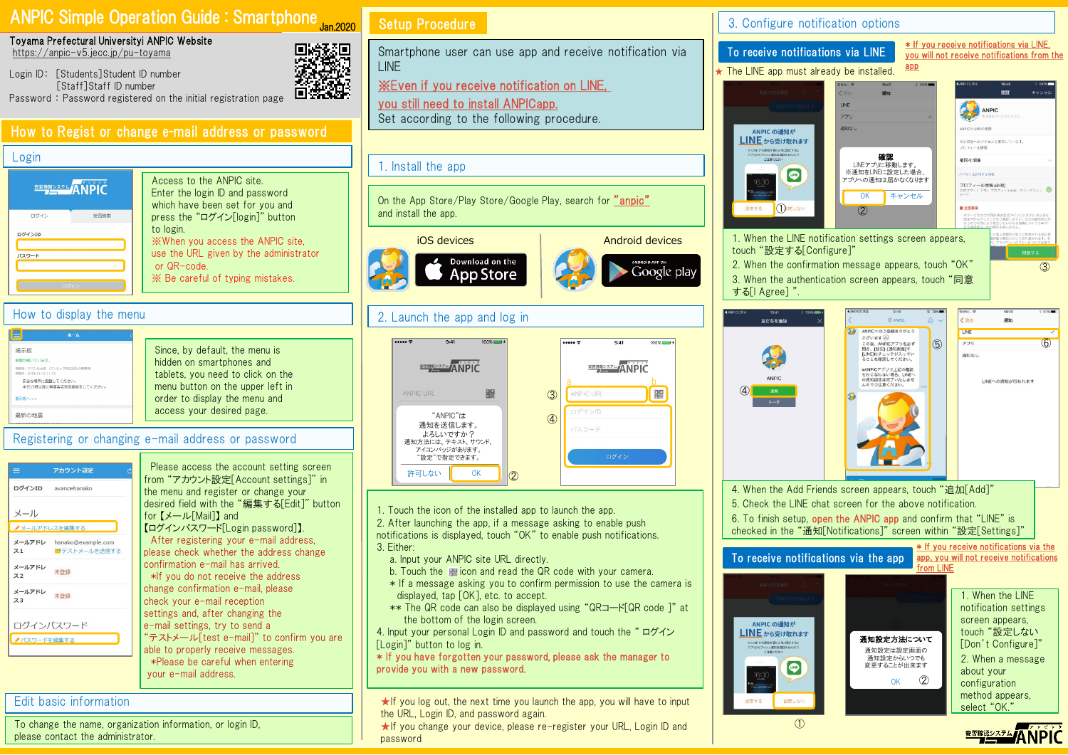# ANPIC Simple Operation Guide : Smartphone

Jan.2020

**Toyama Prefectural Universityi ANPIC Website**
https://anpic-v5.jecc.jp/pu-toyama

Login ID: [Students]Student ID number
[Staff]Staff ID number
Password : Password registered on the initial registration page

## How to Regist or change e-mail address or password

### Login

Access to the ANPIC site.
Enter the login ID and password which have been set for you and press the "ログイン[login]" button to login.
※When you access the ANPIC site, use the URL given by the administrator or QR-code.
※ Be careful of typing mistakes.

### How to display the menu

Since, by default, the menu is hidden on smartphones and tablets, you need to click on the menu button on the upper left in order to display the menu and access your desired page.

### Registering or changing e-mail address or password

Please access the account setting screen from "アカウント設定[Account settings]" in the menu and register or change your desired field with the "編集する[Edit]" button for【メール[Mail]】and【ログインパスワード[Login password]】.
After registering your e-mail address, please check whether the address change confirmation e-mail has arrived.
*If you do not receive the address change confirmation e-mail, please check your e-mail reception settings and, after changing the e-mail settings, try to send a "テストメール[test e-mail]" to confirm you are able to properly receive messages.
*Please be careful when entering your e-mail address.

### Edit basic information

To change the name, organization information, or login ID, please contact the administrator.

## Setup Procedure

Smartphone user can use app and receive notification via LINE
※Even if you receive notification on LINE, you still need to install ANPICapp.
Set according to the following procedure.

### 1. Install the app

On the App Store/Play Store/Google Play, search for "anpic" and install the app.

iOS devices | Android devices

### 2. Launch the app and log in

1. Touch the icon of the installed app to launch the app.
2. After launching the app, if a message asking to enable push notifications is displayed, touch "OK" to enable push notifications.
3. Either:
   a. Input your ANPIC site URL directly.
   b. Touch the icon and read the QR code with your camera.
   * If a message asking you to confirm permission to use the camera is displayed, tap [OK], etc. to accept.
   ** The QR code can also be displayed using "QRコード[QR code ]" at the bottom of the login screen.
4. Input your personal Login ID and password and touch the " ログイン[Login]" button to log in.
* If you have forgotten your password, please ask the manager to provide you with a new password.

★If you log out, the next time you launch the app, you will have to input the URL, Login ID, and password again.
★If you change your device, please re-register your URL, Login ID and password

## 3. Configure notification options

### To receive notifications via LINE

★ The LINE app must already be installed.

* If you receive notifications via LINE, you will not receive notifications from the app

1. When the LINE notification settings screen appears, touch "設定する[Configure]"
2. When the confirmation message appears, touch "OK"
3. When the authentication screen appears, touch "同意する[I Agree]".
4. When the Add Friends screen appears, touch "追加[Add]"
5. Check the LINE chat screen for the above notification.
6. To finish setup, open the ANPIC app and confirm that "LINE" is checked in the "通知[Notifications]" screen within "設定[Settings]"

### To receive notifications via the app

* If you receive notifications via the app, you will not receive notifications from LINE

1. When the LINE notification settings screen appears, touch "設定しない[Don't Configure]"
2. When a message about your configuration method appears, select "OK."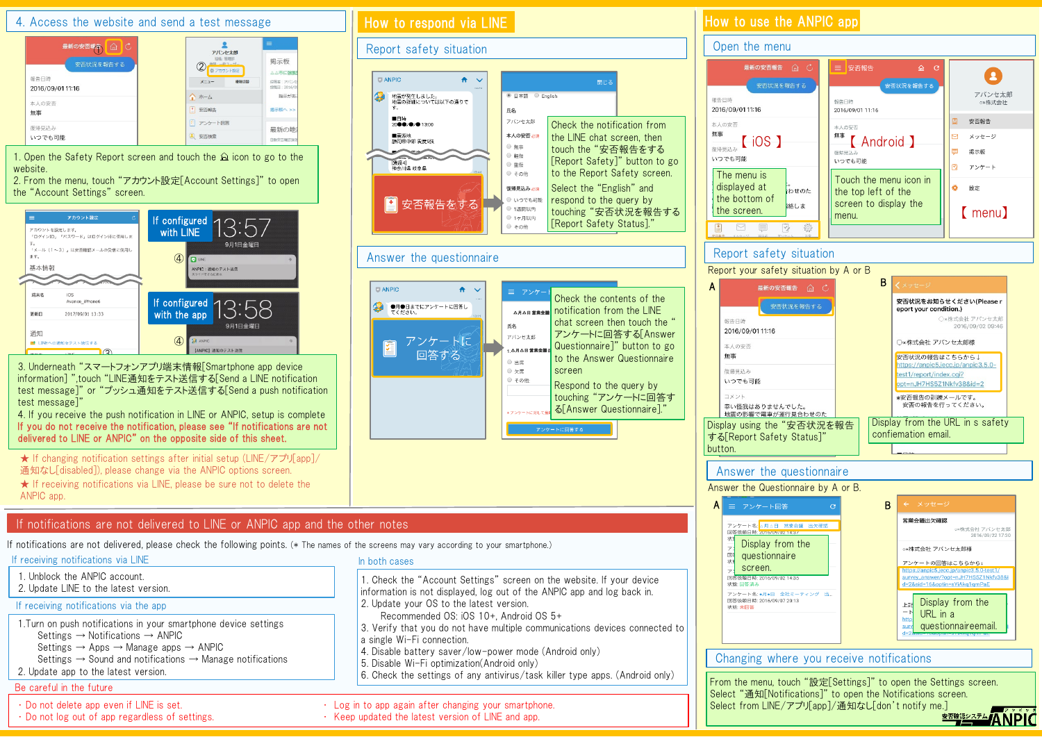## 4. Access the website and send a test message

1. Open the Safety Report screen and touch the ⌂ icon to go to the website.
2. From the menu, touch “アカウント設定[Account Settings]” to open the “Account Settings” screen.

If configured with LINE

If configured with the app

3. Underneath “スマートフォンアプリ端末情報[Smartphone app device information]”, touch “LINE通知をテスト送信する[Send a LINE notification test message]” or “プッシュ通知をテスト送信する[Send a push notification test message]”
4. If you receive the push notification in LINE or ANPIC, setup is complete

If you do not receive the notification, please see “If notifications are not delivered to LINE or ANPIC” on the opposite side of this sheet.

★ If changing notification settings after initial setup (LINE/アプリ[app]/通知なし[disabled]), please change via the ANPIC options screen.

★ If receiving notifications via LINE, please be sure not to delete the ANPIC app.

## How to respond via LINE

### Report safety situation

Check the notification from the LINE chat screen, then touch the “安否報告をする[Report Safety]” button to go to the Report Safety screen.

Select the “English” and respond to the query by touching “安否状況を報告する[Report Safety Status].”

### Answer the questionnaire

Check the contents of the notification from the LINE chat screen then touch the “アンケートに回答する[Answer Questionnaire]” button to go to the Answer Questionnaire screen

Respond to the query by touching “アンケートに回答する[Answer Questionnaire].”

## How to use the ANPIC app

### Open the menu

【 iOS 】 The menu is displayed at the bottom of the screen.

【 Android 】 Touch the menu icon in the top left of the screen to display the menu.

【 menu】

### Report safety situation

Report your safety situation by A or B

A: Display using the “安否状況を報告する[Report Safety Status]” button.

B: Display from the URL in s safety confiemation email.

### Answer the questionnaire

Answer the Questionnaire by A or B.

A: Display from the questionnaire screen.

B: Display from the URL in a questionnaireemail.

### Changing where you receive notifications

From the menu, touch “設定[Settings]” to open the Settings screen.
Select “通知[Notifications]” to open the Notifications screen.
Select from LINE/アプリ[app]/通知なし[don’t notify me.]

## If notifications are not delivered to LINE or ANPIC app and the other notes

If notifications are not delivered, please check the following points. (＊ The names of the screens may vary according to your smartphone.)

### If receiving notifications via LINE

1. Unblock the ANPIC account.
2. Update LINE to the latest version.

### If receiving notifications via the app

1. Turn on push notifications in your smartphone device settings
   - Settings → Notifications → ANPIC
   - Settings → Apps → Manage apps → ANPIC
   - Settings → Sound and notifications → Manage notifications
2. Update app to the latest version.

### In both cases

1. Check the “Account Settings” screen on the website. If your device information is not displayed, log out of the ANPIC app and log back in.
2. Update your OS to the latest version.
   Recommended OS: iOS 10+, Android OS 5+
3. Verify that you do not have multiple communications devices connected to a single Wi-Fi connection.
4. Disable battery saver/low-power mode (Android only)
5. Disable Wi-Fi optimization(Android only)
6. Check the settings of any antivirus/task killer type apps. (Android only)

### Be careful in the future

- Do not delete app even if LINE is set.
- Do not log out of app regardless of settings.
- Log in to app again after changing your smartphone.
- Keep updated the latest version of LINE and app.

安否確認システム ANPIC